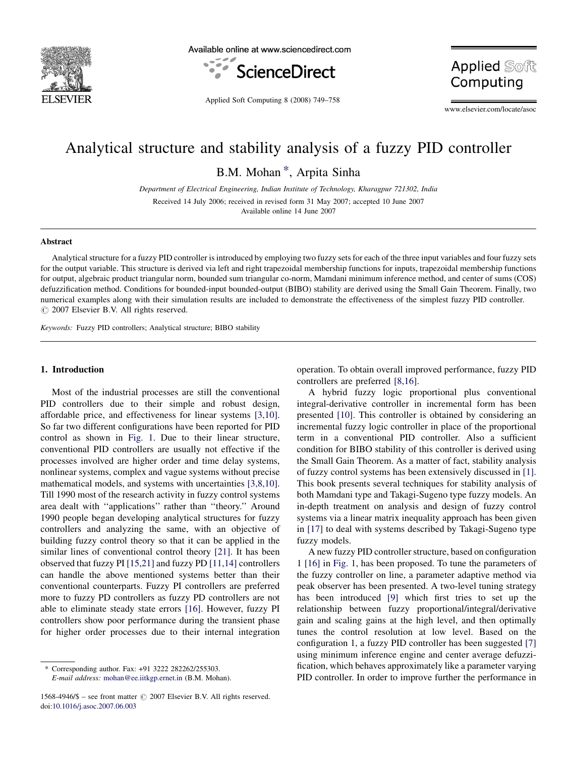# Analytical structure and stability analysis of a fuzzy PID controller

B.M. Mohan *, Arpita Sinha

*Department of Electrical Engineering, Indian Institute of Technology, Kharagpur 721302, India*

Received 14 July 2006; received in revised form 31 May 2007; accepted 10 June 2007
Available online 14 June 2007

## Abstract

Analytical structure for a fuzzy PID controller is introduced by employing two fuzzy sets for each of the three input variables and four fuzzy sets for the output variable. This structure is derived via left and right trapezoidal membership functions for inputs, trapezoidal membership functions for output, algebraic product triangular norm, bounded sum triangular co-norm, Mamdani minimum inference method, and center of sums (COS) defuzzification method. Conditions for bounded-input bounded-output (BIBO) stability are derived using the Small Gain Theorem. Finally, two numerical examples along with their simulation results are included to demonstrate the effectiveness of the simplest fuzzy PID controller.
© 2007 Elsevier B.V. All rights reserved.

*Keywords:* Fuzzy PID controllers; Analytical structure; BIBO stability

## 1. Introduction

Most of the industrial processes are still the conventional PID controllers due to their simple and robust design, affordable price, and effectiveness for linear systems [3,10]. So far two different configurations have been reported for PID control as shown in Fig. 1. Due to their linear structure, conventional PID controllers are usually not effective if the processes involved are higher order and time delay systems, nonlinear systems, complex and vague systems without precise mathematical models, and systems with uncertainties [3,8,10]. Till 1990 most of the research activity in fuzzy control systems area dealt with ''applications'' rather than ''theory.'' Around 1990 people began developing analytical structures for fuzzy controllers and analyzing the same, with an objective of building fuzzy control theory so that it can be applied in the similar lines of conventional control theory [21]. It has been observed that fuzzy PI [15,21] and fuzzy PD [11,14] controllers can handle the above mentioned systems better than their conventional counterparts. Fuzzy PI controllers are preferred more to fuzzy PD controllers as fuzzy PD controllers are not able to eliminate steady state errors [16]. However, fuzzy PI controllers show poor performance during the transient phase for higher order processes due to their internal integration operation. To obtain overall improved performance, fuzzy PID controllers are preferred [8,16].

A hybrid fuzzy logic proportional plus conventional integral-derivative controller in incremental form has been presented [10]. This controller is obtained by considering an incremental fuzzy logic controller in place of the proportional term in a conventional PID controller. Also a sufficient condition for BIBO stability of this controller is derived using the Small Gain Theorem. As a matter of fact, stability analysis of fuzzy control systems has been extensively discussed in [1]. This book presents several techniques for stability analysis of both Mamdani type and Takagi-Sugeno type fuzzy models. An in-depth treatment on analysis and design of fuzzy control systems via a linear matrix inequality approach has been given in [17] to deal with systems described by Takagi-Sugeno type fuzzy models.

A new fuzzy PID controller structure, based on configuration 1 [16] in Fig. 1, has been proposed. To tune the parameters of the fuzzy controller on line, a parameter adaptive method via peak observer has been presented. A two-level tuning strategy has been introduced [9] which first tries to set up the relationship between fuzzy proportional/integral/derivative gain and scaling gains at the high level, and then optimally tunes the control resolution at low level. Based on the configuration 1, a fuzzy PID controller has been suggested [7] using minimum inference engine and center average defuzzification, which behaves approximately like a parameter varying PID controller. In order to improve further the performance in

* Corresponding author. Fax: +91 3222 282262/255303.
*E-mail address:* mohan@ee.iitkgp.ernet.in (B.M. Mohan).

1568-4946/$ – see front matter © 2007 Elsevier B.V. All rights reserved.
doi:10.1016/j.asoc.2007.06.003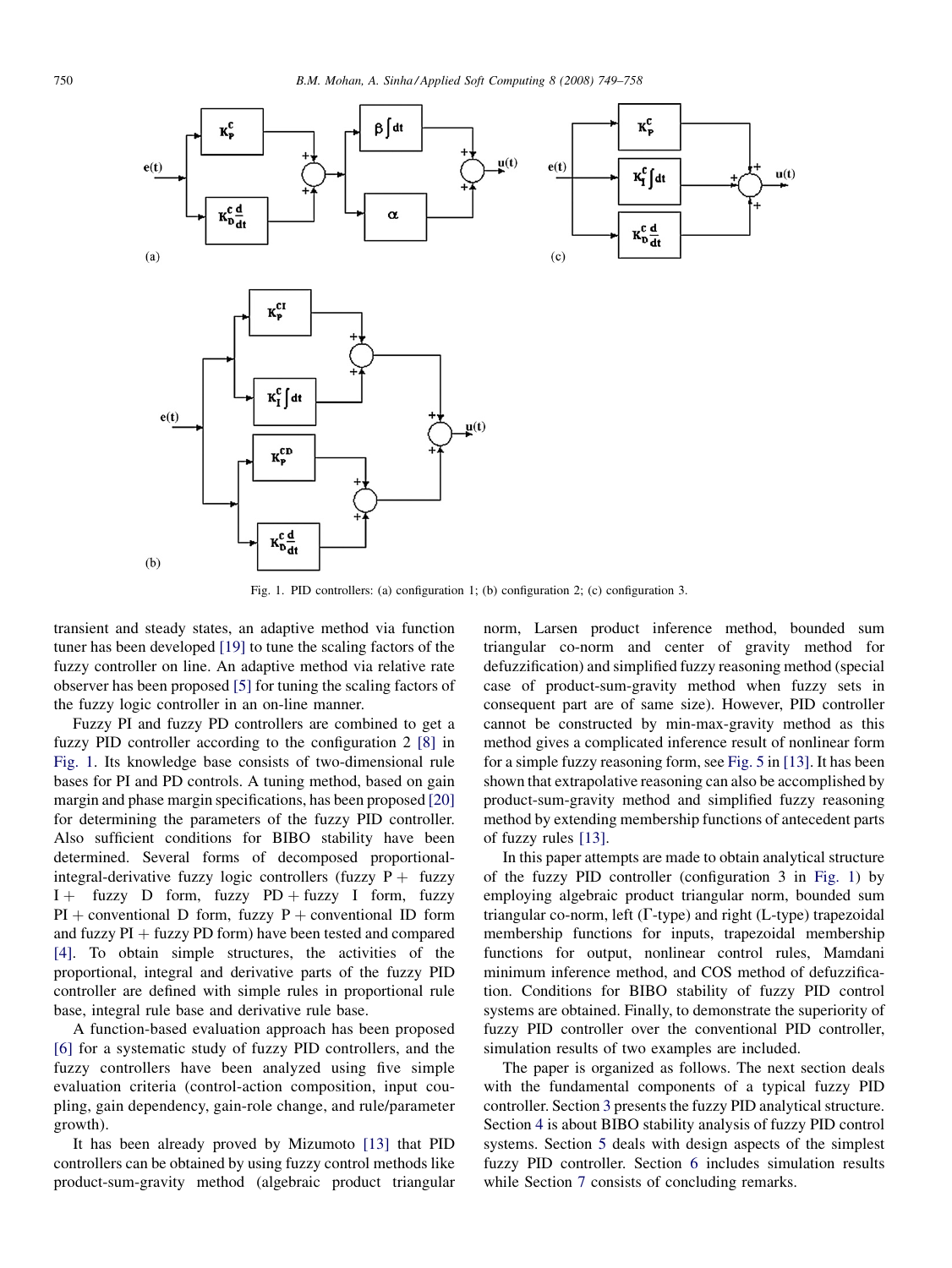Fig. 1. PID controllers: (a) configuration 1; (b) configuration 2; (c) configuration 3.

transient and steady states, an adaptive method via function tuner has been developed [19] to tune the scaling factors of the fuzzy controller on line. An adaptive method via relative rate observer has been proposed [5] for tuning the scaling factors of the fuzzy logic controller in an on-line manner.

Fuzzy PI and fuzzy PD controllers are combined to get a fuzzy PID controller according to the configuration 2 [8] in Fig. 1. Its knowledge base consists of two-dimensional rule bases for PI and PD controls. A tuning method, based on gain margin and phase margin specifications, has been proposed [20] for determining the parameters of the fuzzy PID controller. Also sufficient conditions for BIBO stability have been determined. Several forms of decomposed proportional-integral-derivative fuzzy logic controllers (fuzzy P + fuzzy I + fuzzy D form, fuzzy PD + fuzzy I form, fuzzy PI + conventional D form, fuzzy P + conventional ID form and fuzzy PI + fuzzy PD form) have been tested and compared [4]. To obtain simple structures, the activities of the proportional, integral and derivative parts of the fuzzy PID controller are defined with simple rules in proportional rule base, integral rule base and derivative rule base.

A function-based evaluation approach has been proposed [6] for a systematic study of fuzzy PID controllers, and the fuzzy controllers have been analyzed using five simple evaluation criteria (control-action composition, input coupling, gain dependency, gain-role change, and rule/parameter growth).

It has been already proved by Mizumoto [13] that PID controllers can be obtained by using fuzzy control methods like product-sum-gravity method (algebraic product triangular norm, Larsen product inference method, bounded sum triangular co-norm and center of gravity method for defuzzification) and simplified fuzzy reasoning method (special case of product-sum-gravity method when fuzzy sets in consequent part are of same size). However, PID controller cannot be constructed by min-max-gravity method as this method gives a complicated inference result of nonlinear form for a simple fuzzy reasoning form, see Fig. 5 in [13]. It has been shown that extrapolative reasoning can also be accomplished by product-sum-gravity method and simplified fuzzy reasoning method by extending membership functions of antecedent parts of fuzzy rules [13].

In this paper attempts are made to obtain analytical structure of the fuzzy PID controller (configuration 3 in Fig. 1) by employing algebraic product triangular norm, bounded sum triangular co-norm, left ($\Gamma$-type) and right (L-type) trapezoidal membership functions for inputs, trapezoidal membership functions for output, nonlinear control rules, Mamdani minimum inference method, and COS method of defuzzification. Conditions for BIBO stability of fuzzy PID control systems are obtained. Finally, to demonstrate the superiority of fuzzy PID controller over the conventional PID controller, simulation results of two examples are included.

The paper is organized as follows. The next section deals with the fundamental components of a typical fuzzy PID controller. Section 3 presents the fuzzy PID analytical structure. Section 4 is about BIBO stability analysis of fuzzy PID control systems. Section 5 deals with design aspects of the simplest fuzzy PID controller. Section 6 includes simulation results while Section 7 consists of concluding remarks.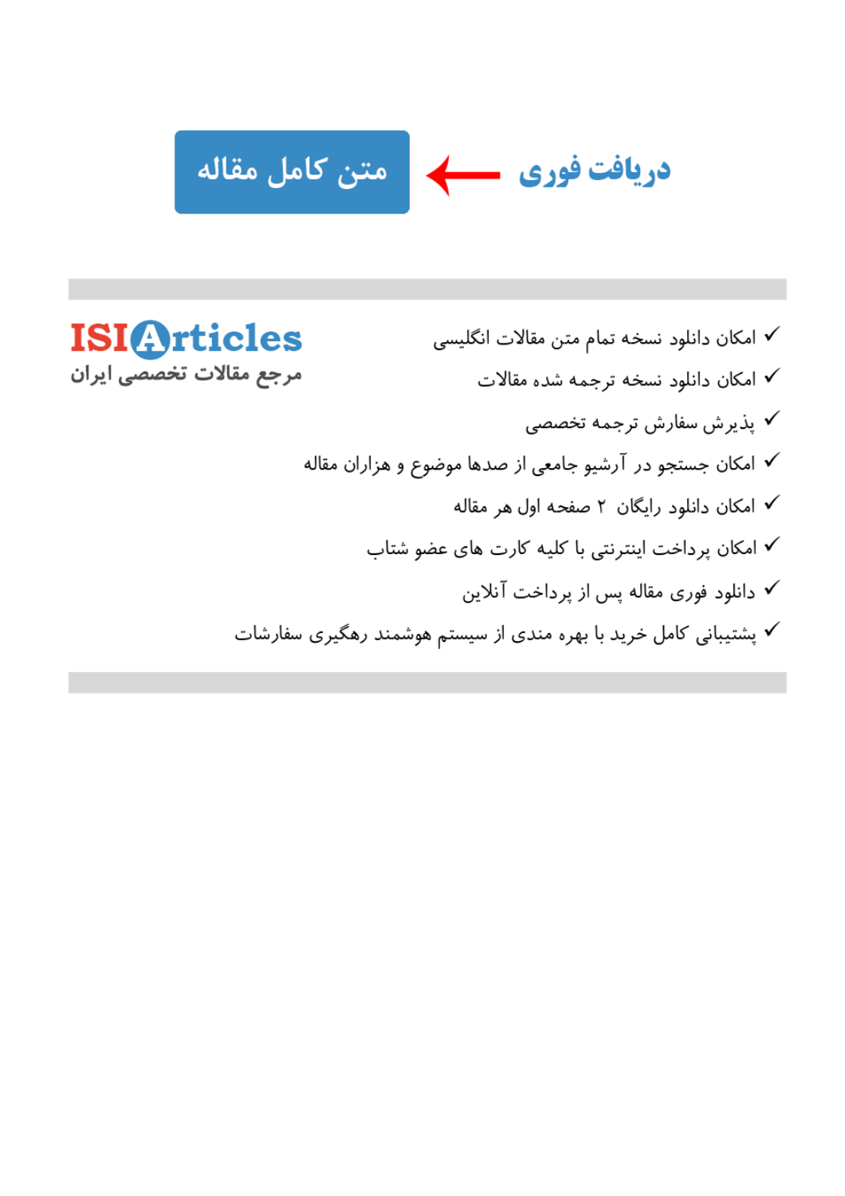دریافت فوری ← **متن کامل مقاله**

**ISIArticles**
مرجع مقالات تخصصی ایران

- ✓ امکان دانلود نسخه تمام متن مقالات انگلیسی
- ✓ امکان دانلود نسخه ترجمه شده مقالات
- ✓ پذیرش سفارش ترجمه تخصصی
- ✓ امکان جستجو در آرشیو جامعی از صدها موضوع و هزاران مقاله
- ✓ امکان دانلود رایگان ۲ صفحه اول هر مقاله
- ✓ امکان پرداخت اینترنتی با کلیه کارت های عضو شتاب
- ✓ دانلود فوری مقاله پس از پرداخت آنلاین
- ✓ پشتیبانی کامل خرید با بهره مندی از سیستم هوشمند رهگیری سفارشات